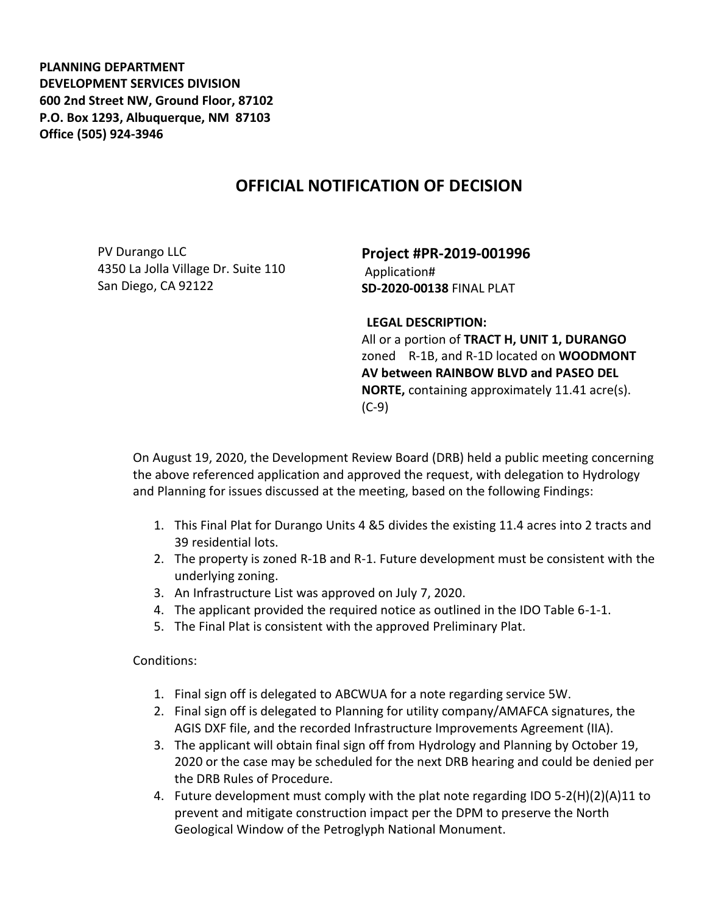**PLANNING DEPARTMENT**
**DEVELOPMENT SERVICES DIVISION**
**600 2nd Street NW, Ground Floor, 87102**
**P.O. Box 1293, Albuquerque, NM 87103**
**Office (505) 924-3946**

# OFFICIAL NOTIFICATION OF DECISION

PV Durango LLC
4350 La Jolla Village Dr. Suite 110
San Diego, CA 92122

## Project #PR-2019-001996

Application#
**SD-2020-00138** FINAL PLAT

**LEGAL DESCRIPTION:**
All or a portion of **TRACT H, UNIT 1, DURANGO** zoned R-1B, and R-1D located on **WOODMONT AV between RAINBOW BLVD and PASEO DEL NORTE,** containing approximately 11.41 acre(s). (C-9)

On August 19, 2020, the Development Review Board (DRB) held a public meeting concerning the above referenced application and approved the request, with delegation to Hydrology and Planning for issues discussed at the meeting, based on the following Findings:

1. This Final Plat for Durango Units 4 &5 divides the existing 11.4 acres into 2 tracts and 39 residential lots.
2. The property is zoned R-1B and R-1. Future development must be consistent with the underlying zoning.
3. An Infrastructure List was approved on July 7, 2020.
4. The applicant provided the required notice as outlined in the IDO Table 6-1-1.
5. The Final Plat is consistent with the approved Preliminary Plat.

Conditions:

1. Final sign off is delegated to ABCWUA for a note regarding service 5W.
2. Final sign off is delegated to Planning for utility company/AMAFCA signatures, the AGIS DXF file, and the recorded Infrastructure Improvements Agreement (IIA).
3. The applicant will obtain final sign off from Hydrology and Planning by October 19, 2020 or the case may be scheduled for the next DRB hearing and could be denied per the DRB Rules of Procedure.
4. Future development must comply with the plat note regarding IDO 5-2(H)(2)(A)11 to prevent and mitigate construction impact per the DPM to preserve the North Geological Window of the Petroglyph National Monument.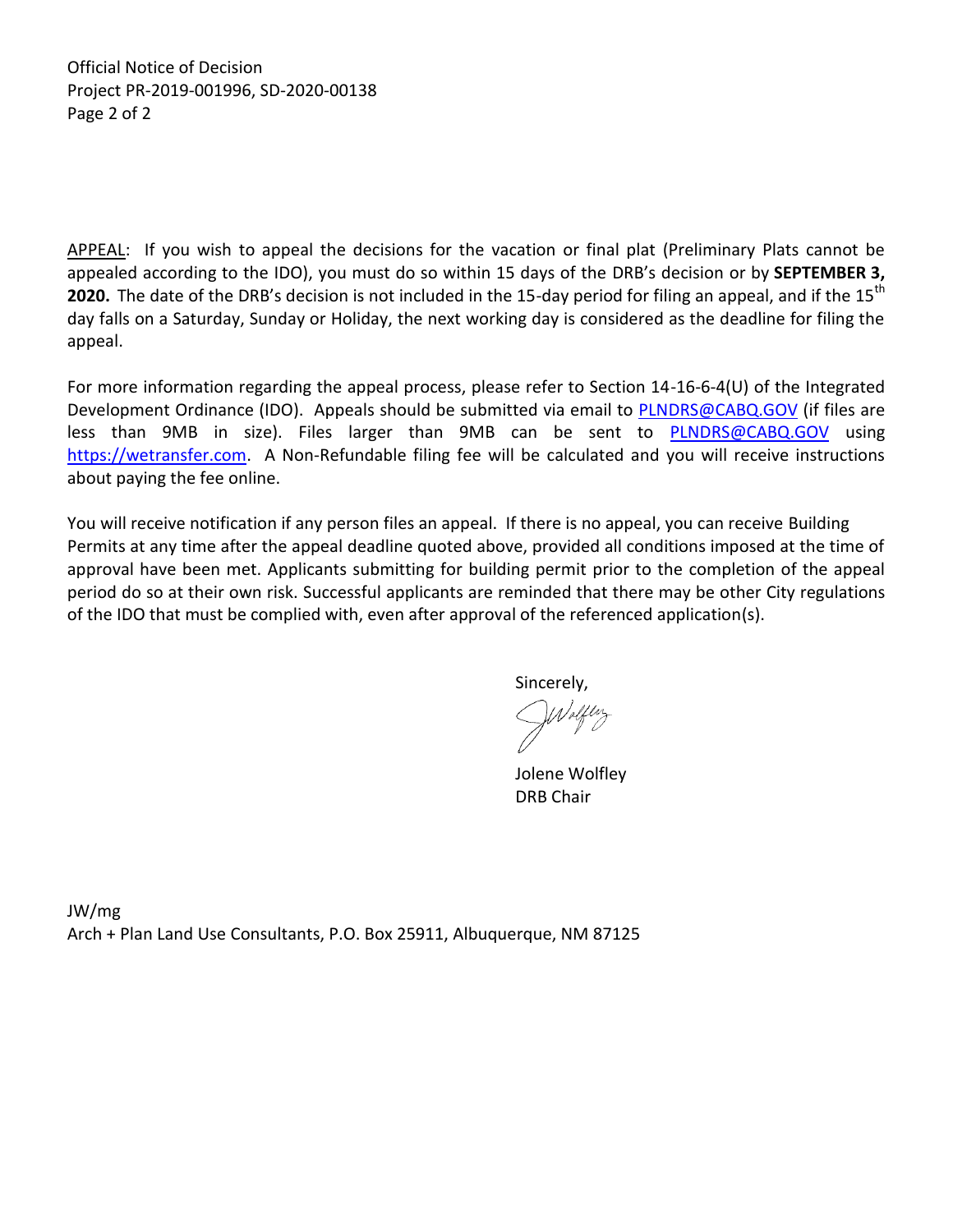APPEAL: If you wish to appeal the decisions for the vacation or final plat (Preliminary Plats cannot be appealed according to the IDO), you must do so within 15 days of the DRB's decision or by **SEPTEMBER 3, 2020.** The date of the DRB's decision is not included in the 15-day period for filing an appeal, and if the 15th day falls on a Saturday, Sunday or Holiday, the next working day is considered as the deadline for filing the appeal.

For more information regarding the appeal process, please refer to Section 14-16-6-4(U) of the Integrated Development Ordinance (IDO). Appeals should be submitted via email to PLNDRS@CABQ.GOV (if files are less than 9MB in size). Files larger than 9MB can be sent to PLNDRS@CABQ.GOV using https://wetransfer.com. A Non-Refundable filing fee will be calculated and you will receive instructions about paying the fee online.

You will receive notification if any person files an appeal. If there is no appeal, you can receive Building Permits at any time after the appeal deadline quoted above, provided all conditions imposed at the time of approval have been met. Applicants submitting for building permit prior to the completion of the appeal period do so at their own risk. Successful applicants are reminded that there may be other City regulations of the IDO that must be complied with, even after approval of the referenced application(s).

Sincerely,

Jolene Wolfley
DRB Chair

JW/mg
Arch + Plan Land Use Consultants, P.O. Box 25911, Albuquerque, NM 87125